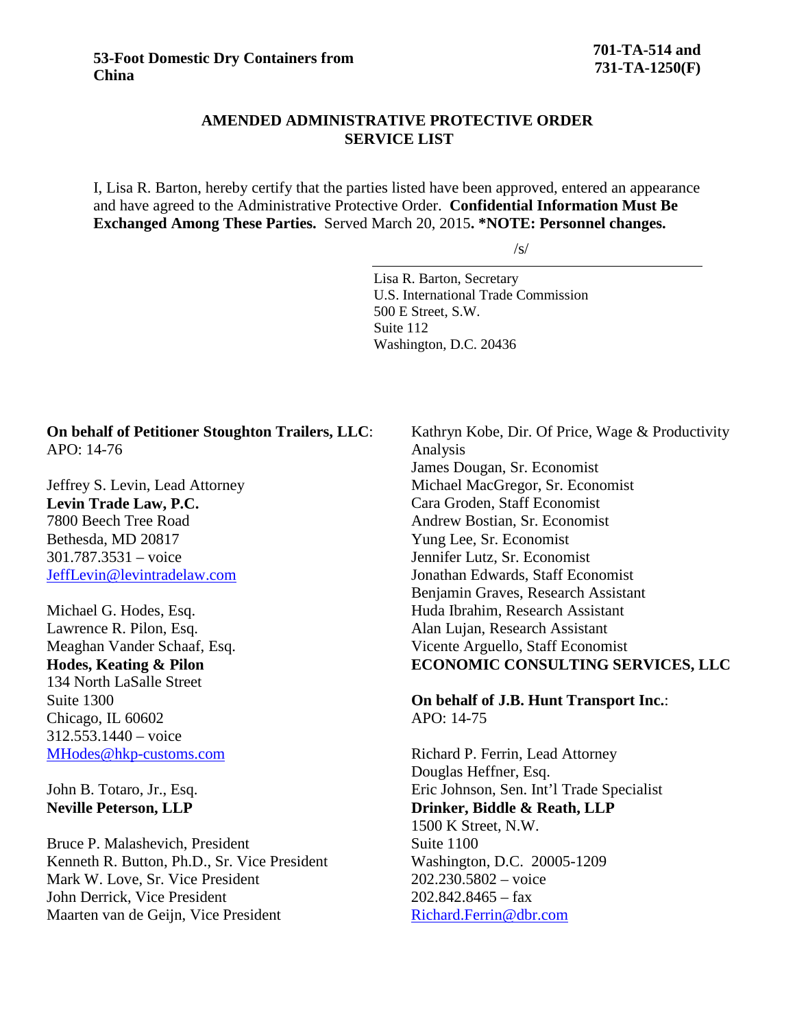**53-Foot Domestic Dry Containers from China**

**701-TA-514 and 731-TA-1250(F)**

## AMENDED ADMINISTRATIVE PROTECTIVE ORDER SERVICE LIST

I, Lisa R. Barton, hereby certify that the parties listed have been approved, entered an appearance and have agreed to the Administrative Protective Order. **Confidential Information Must Be Exchanged Among These Parties.** Served March 20, 2015**. *NOTE: Personnel changes.**

/s/

Lisa R. Barton, Secretary
U.S. International Trade Commission
500 E Street, S.W.
Suite 112
Washington, D.C. 20436

**On behalf of Petitioner Stoughton Trailers, LLC**:
APO: 14-76

Jeffrey S. Levin, Lead Attorney
**Levin Trade Law, P.C.**
7800 Beech Tree Road
Bethesda, MD 20817
301.787.3531 – voice
JeffLevin@levintradelaw.com

Michael G. Hodes, Esq.
Lawrence R. Pilon, Esq.
Meaghan Vander Schaaf, Esq.
**Hodes, Keating & Pilon**
134 North LaSalle Street
Suite 1300
Chicago, IL 60602
312.553.1440 – voice
MHodes@hkp-customs.com

John B. Totaro, Jr., Esq.
**Neville Peterson, LLP**

Bruce P. Malashevich, President
Kenneth R. Button, Ph.D., Sr. Vice President
Mark W. Love, Sr. Vice President
John Derrick, Vice President
Maarten van de Geijn, Vice President
Kathryn Kobe, Dir. Of Price, Wage & Productivity Analysis
James Dougan, Sr. Economist
Michael MacGregor, Sr. Economist
Cara Groden, Staff Economist
Andrew Bostian, Sr. Economist
Yung Lee, Sr. Economist
Jennifer Lutz, Sr. Economist
Jonathan Edwards, Staff Economist
Benjamin Graves, Research Assistant
Huda Ibrahim, Research Assistant
Alan Lujan, Research Assistant
Vicente Arguello, Staff Economist
**ECONOMIC CONSULTING SERVICES, LLC**

**On behalf of J.B. Hunt Transport Inc.**:
APO: 14-75

Richard P. Ferrin, Lead Attorney
Douglas Heffner, Esq.
Eric Johnson, Sen. Int'l Trade Specialist
**Drinker, Biddle & Reath, LLP**
1500 K Street, N.W.
Suite 1100
Washington, D.C. 20005-1209
202.230.5802 – voice
202.842.8465 – fax
Richard.Ferrin@dbr.com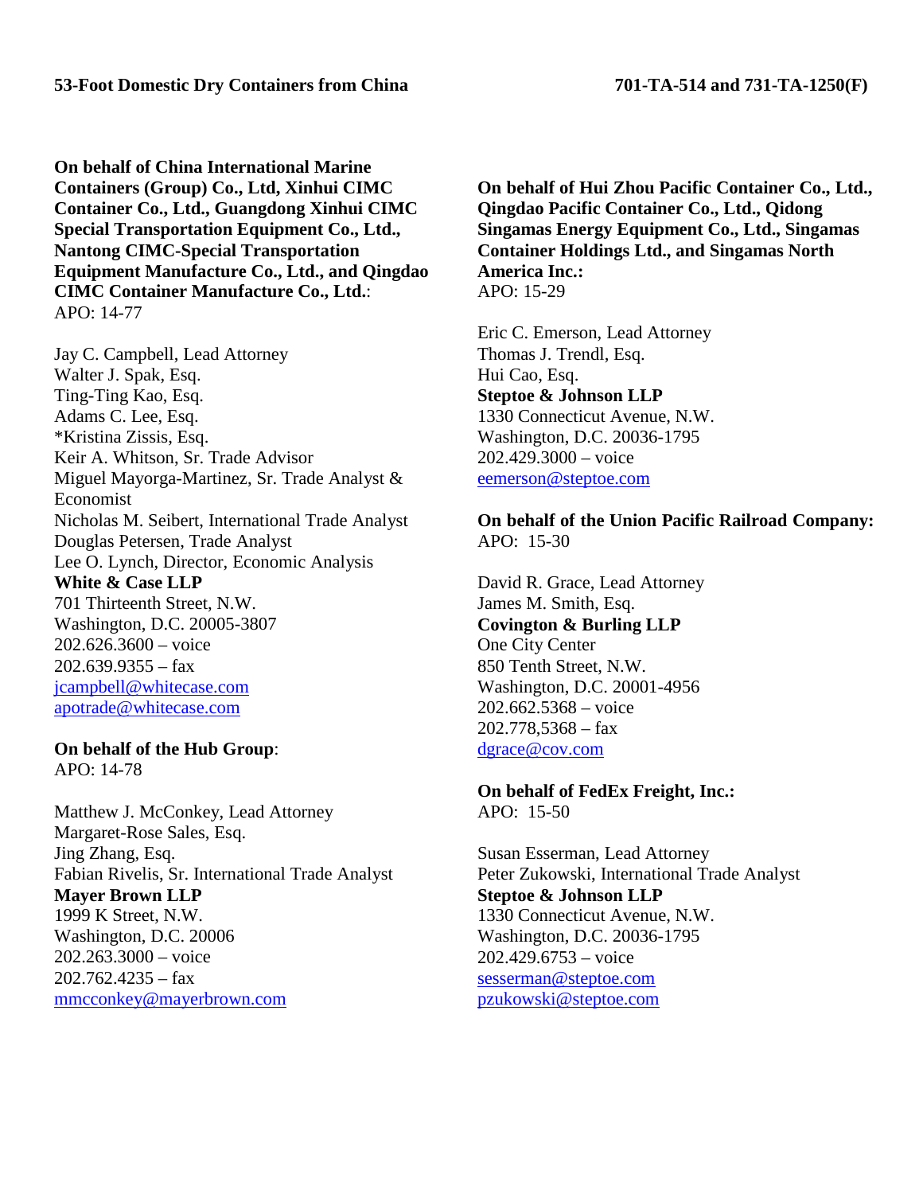**On behalf of China International Marine Containers (Group) Co., Ltd, Xinhui CIMC Container Co., Ltd., Guangdong Xinhui CIMC Special Transportation Equipment Co., Ltd., Nantong CIMC-Special Transportation Equipment Manufacture Co., Ltd., and Qingdao CIMC Container Manufacture Co., Ltd.**:
APO: 14-77

Jay C. Campbell, Lead Attorney
Walter J. Spak, Esq.
Ting-Ting Kao, Esq.
Adams C. Lee, Esq.
*Kristina Zissis, Esq.
Keir A. Whitson, Sr. Trade Advisor
Miguel Mayorga-Martinez, Sr. Trade Analyst & Economist
Nicholas M. Seibert, International Trade Analyst
Douglas Petersen, Trade Analyst
Lee O. Lynch, Director, Economic Analysis
**White & Case LLP**
701 Thirteenth Street, N.W.
Washington, D.C. 20005-3807
202.626.3600 – voice
202.639.9355 – fax
jcampbell@whitecase.com
apotrade@whitecase.com

**On behalf of the Hub Group**:
APO: 14-78

Matthew J. McConkey, Lead Attorney
Margaret-Rose Sales, Esq.
Jing Zhang, Esq.
Fabian Rivelis, Sr. International Trade Analyst
**Mayer Brown LLP**
1999 K Street, N.W.
Washington, D.C. 20006
202.263.3000 – voice
202.762.4235 – fax
mmcconkey@mayerbrown.com

**On behalf of Hui Zhou Pacific Container Co., Ltd., Qingdao Pacific Container Co., Ltd., Qidong Singamas Energy Equipment Co., Ltd., Singamas Container Holdings Ltd., and Singamas North America Inc.:**
APO: 15-29

Eric C. Emerson, Lead Attorney
Thomas J. Trendl, Esq.
Hui Cao, Esq.
**Steptoe & Johnson LLP**
1330 Connecticut Avenue, N.W.
Washington, D.C. 20036-1795
202.429.3000 – voice
eemerson@steptoe.com

**On behalf of the Union Pacific Railroad Company:**
APO: 15-30

David R. Grace, Lead Attorney
James M. Smith, Esq.
**Covington & Burling LLP**
One City Center
850 Tenth Street, N.W.
Washington, D.C. 20001-4956
202.662.5368 – voice
202.778,5368 – fax
dgrace@cov.com

**On behalf of FedEx Freight, Inc.:**
APO: 15-50

Susan Esserman, Lead Attorney
Peter Zukowski, International Trade Analyst
**Steptoe & Johnson LLP**
1330 Connecticut Avenue, N.W.
Washington, D.C. 20036-1795
202.429.6753 – voice
sesserman@steptoe.com
pzukowski@steptoe.com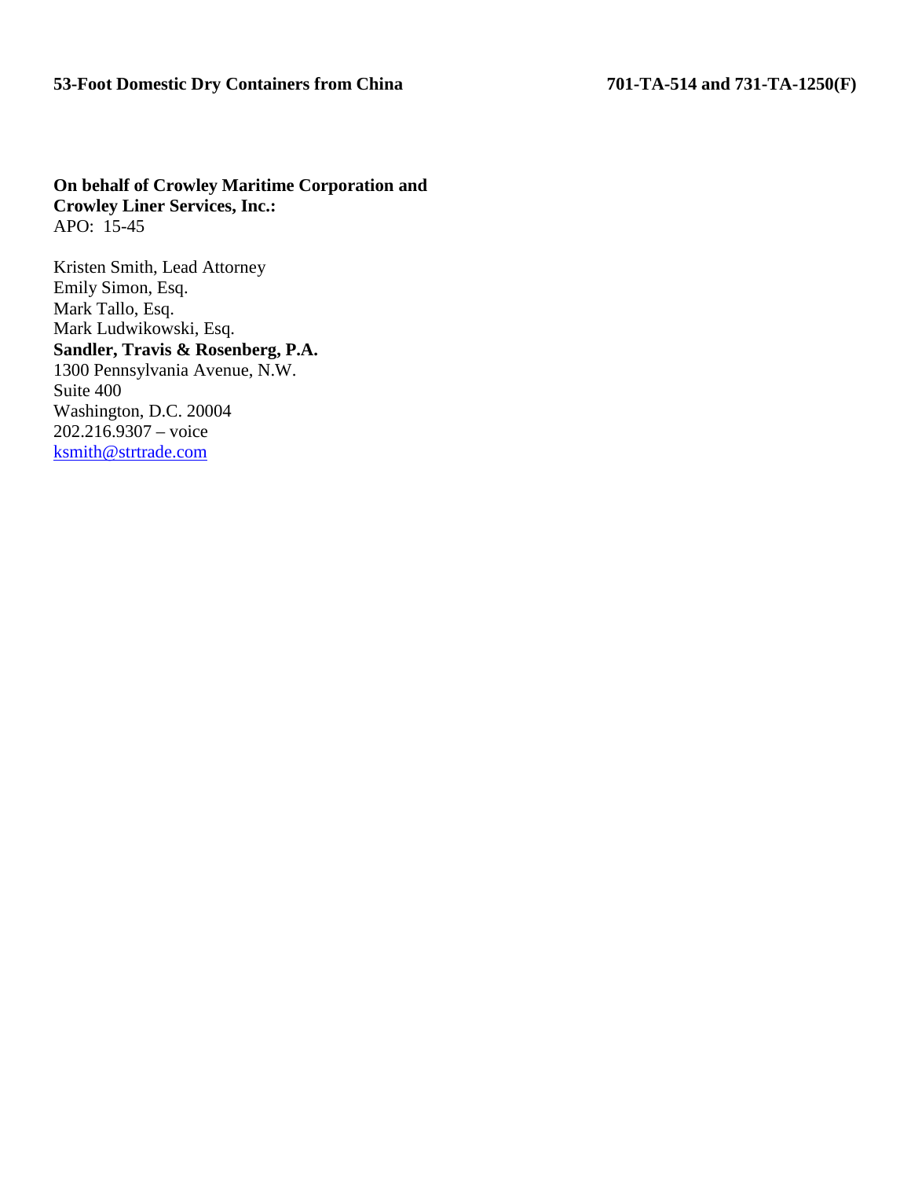**53-Foot Domestic Dry Containers from China** **701-TA-514 and 731-TA-1250(F)**

**On behalf of Crowley Maritime Corporation and Crowley Liner Services, Inc.:**
APO: 15-45

Kristen Smith, Lead Attorney
Emily Simon, Esq.
Mark Tallo, Esq.
Mark Ludwikowski, Esq.
**Sandler, Travis & Rosenberg, P.A.**
1300 Pennsylvania Avenue, N.W.
Suite 400
Washington, D.C. 20004
202.216.9307 – voice
ksmith@strtrade.com